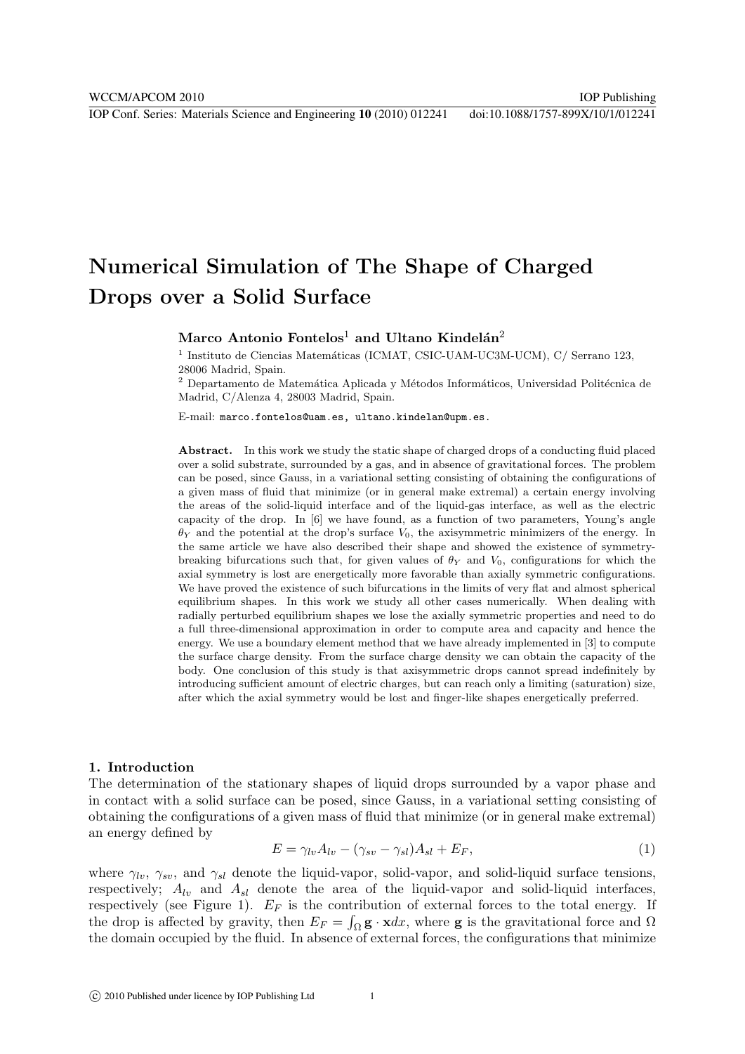# Numerical Simulation of The Shape of Charged Drops over a Solid Surface

**Marco Antonio Fontelos**[1] **and Ultano Kindelán**[2]

[1] Instituto de Ciencias Matemáticas (ICMAT, CSIC-UAM-UC3M-UCM), C/ Serrano 123, 28006 Madrid, Spain.

[2] Departamento de Matemática Aplicada y Métodos Informáticos, Universidad Politécnica de Madrid, C/Alenza 4, 28003 Madrid, Spain.

E-mail: marco.fontelos@uam.es, ultano.kindelan@upm.es.

**Abstract.** In this work we study the static shape of charged drops of a conducting fluid placed over a solid substrate, surrounded by a gas, and in absence of gravitational forces. The problem can be posed, since Gauss, in a variational setting consisting of obtaining the configurations of a given mass of fluid that minimize (or in general make extremal) a certain energy involving the areas of the solid-liquid interface and of the liquid-gas interface, as well as the electric capacity of the drop. In [6] we have found, as a function of two parameters, Young's angle $\theta_Y$ and the potential at the drop's surface $V_0$, the axisymmetric minimizers of the energy. In the same article we have also described their shape and showed the existence of symmetry-breaking bifurcations such that, for given values of $\theta_Y$ and $V_0$, configurations for which the axial symmetry is lost are energetically more favorable than axially symmetric configurations. We have proved the existence of such bifurcations in the limits of very flat and almost spherical equilibrium shapes. In this work we study all other cases numerically. When dealing with radially perturbed equilibrium shapes we lose the axially symmetric properties and need to do a full three-dimensional approximation in order to compute area and capacity and hence the energy. We use a boundary element method that we have already implemented in [3] to compute the surface charge density. From the surface charge density we can obtain the capacity of the body. One conclusion of this study is that axisymmetric drops cannot spread indefinitely by introducing sufficient amount of electric charges, but can reach only a limiting (saturation) size, after which the axial symmetry would be lost and finger-like shapes energetically preferred.

## 1. Introduction

The determination of the stationary shapes of liquid drops surrounded by a vapor phase and in contact with a solid surface can be posed, since Gauss, in a variational setting consisting of obtaining the configurations of a given mass of fluid that minimize (or in general make extremal) an energy defined by

$$E = \gamma_{lv}A_{lv} - (\gamma_{sv} - \gamma_{sl})A_{sl} + E_F, \tag{1}$$

where $\gamma_{lv}$, $\gamma_{sv}$, and $\gamma_{sl}$ denote the liquid-vapor, solid-vapor, and solid-liquid surface tensions, respectively; $A_{lv}$ and $A_{sl}$ denote the area of the liquid-vapor and solid-liquid interfaces, respectively (see Figure 1). $E_F$ is the contribution of external forces to the total energy. If the drop is affected by gravity, then $E_F = \int_\Omega \mathbf{g} \cdot \mathbf{x} dx$, where $\mathbf{g}$ is the gravitational force and $\Omega$ the domain occupied by the fluid. In absence of external forces, the configurations that minimize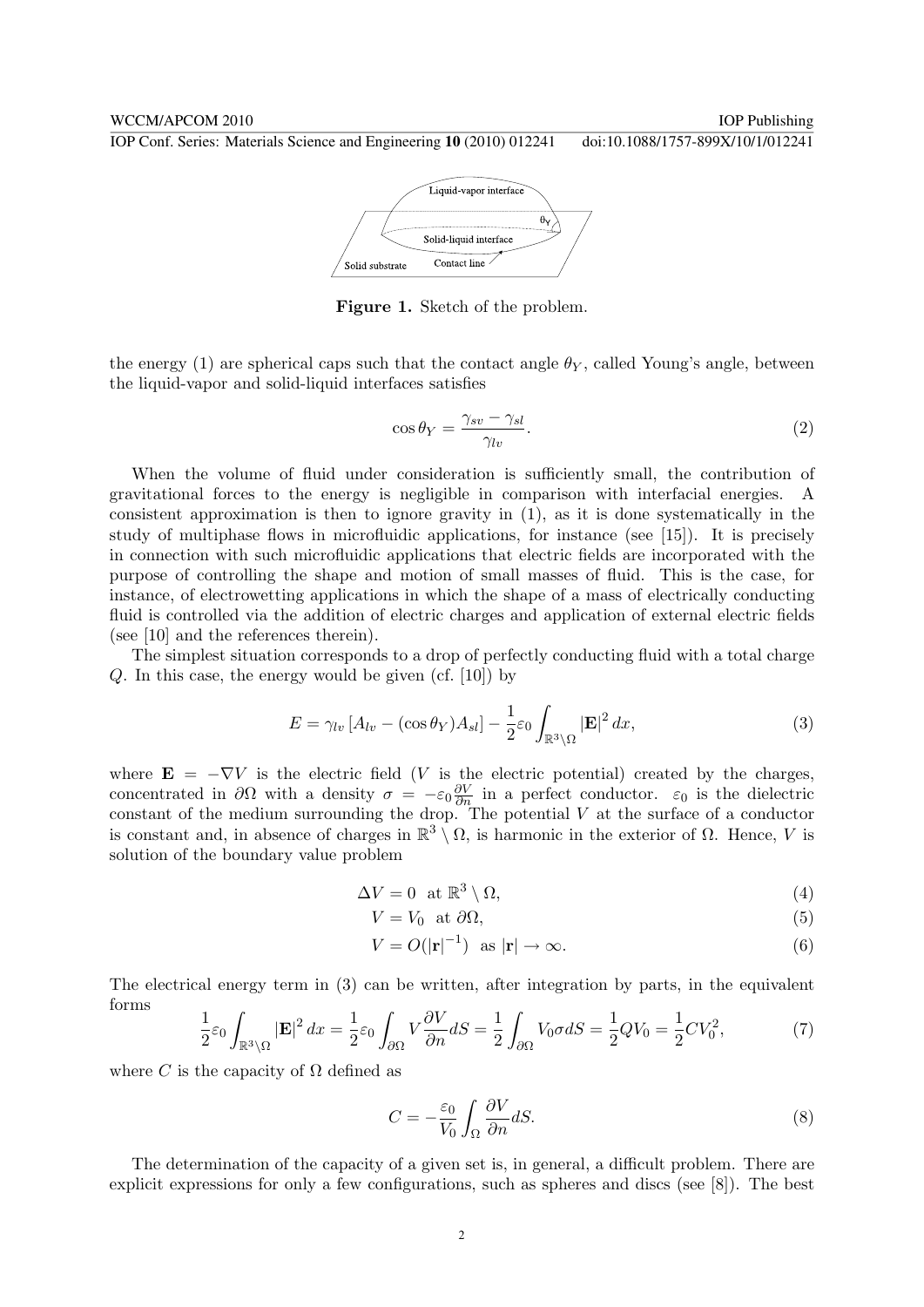Figure 1. Sketch of the problem.

the energy (1) are spherical caps such that the contact angle $\theta_Y$, called Young's angle, between the liquid-vapor and solid-liquid interfaces satisfies

$$\cos\theta_Y = \frac{\gamma_{sv} - \gamma_{sl}}{\gamma_{lv}}. \tag{2}$$

When the volume of fluid under consideration is sufficiently small, the contribution of gravitational forces to the energy is negligible in comparison with interfacial energies. A consistent approximation is then to ignore gravity in (1), as it is done systematically in the study of multiphase flows in microfluidic applications, for instance (see [15]). It is precisely in connection with such microfluidic applications that electric fields are incorporated with the purpose of controlling the shape and motion of small masses of fluid. This is the case, for instance, of electrowetting applications in which the shape of a mass of electrically conducting fluid is controlled via the addition of electric charges and application of external electric fields (see [10] and the references therein).

The simplest situation corresponds to a drop of perfectly conducting fluid with a total charge $Q$. In this case, the energy would be given (cf. [10]) by

$$E = \gamma_{lv}\left[A_{lv} - (\cos\theta_Y)A_{sl}\right] - \frac{1}{2}\varepsilon_0 \int_{\mathbb{R}^3\setminus\Omega} |\mathbf{E}|^2\, dx, \tag{3}$$

where $\mathbf{E} = -\nabla V$ is the electric field ($V$ is the electric potential) created by the charges, concentrated in $\partial\Omega$ with a density $\sigma = -\varepsilon_0 \frac{\partial V}{\partial n}$ in a perfect conductor. $\varepsilon_0$ is the dielectric constant of the medium surrounding the drop. The potential $V$ at the surface of a conductor is constant and, in absence of charges in $\mathbb{R}^3 \setminus \Omega$, is harmonic in the exterior of $\Omega$. Hence, $V$ is solution of the boundary value problem

$$\Delta V = 0 \quad \text{at } \mathbb{R}^3 \setminus \Omega, \tag{4}$$

$$V = V_0 \quad \text{at } \partial\Omega, \tag{5}$$

$$V = O(|\mathbf{r}|^{-1}) \quad \text{as } |\mathbf{r}| \to \infty. \tag{6}$$

The electrical energy term in (3) can be written, after integration by parts, in the equivalent forms

$$\frac{1}{2}\varepsilon_0 \int_{\mathbb{R}^3\setminus\Omega} |\mathbf{E}|^2\, dx = \frac{1}{2}\varepsilon_0 \int_{\partial\Omega} V \frac{\partial V}{\partial n} dS = \frac{1}{2}\int_{\partial\Omega} V_0 \sigma\, dS = \frac{1}{2}QV_0 = \frac{1}{2}CV_0^2, \tag{7}$$

where $C$ is the capacity of $\Omega$ defined as

$$C = -\frac{\varepsilon_0}{V_0}\int_{\Omega} \frac{\partial V}{\partial n} dS. \tag{8}$$

The determination of the capacity of a given set is, in general, a difficult problem. There are explicit expressions for only a few configurations, such as spheres and discs (see [8]). The best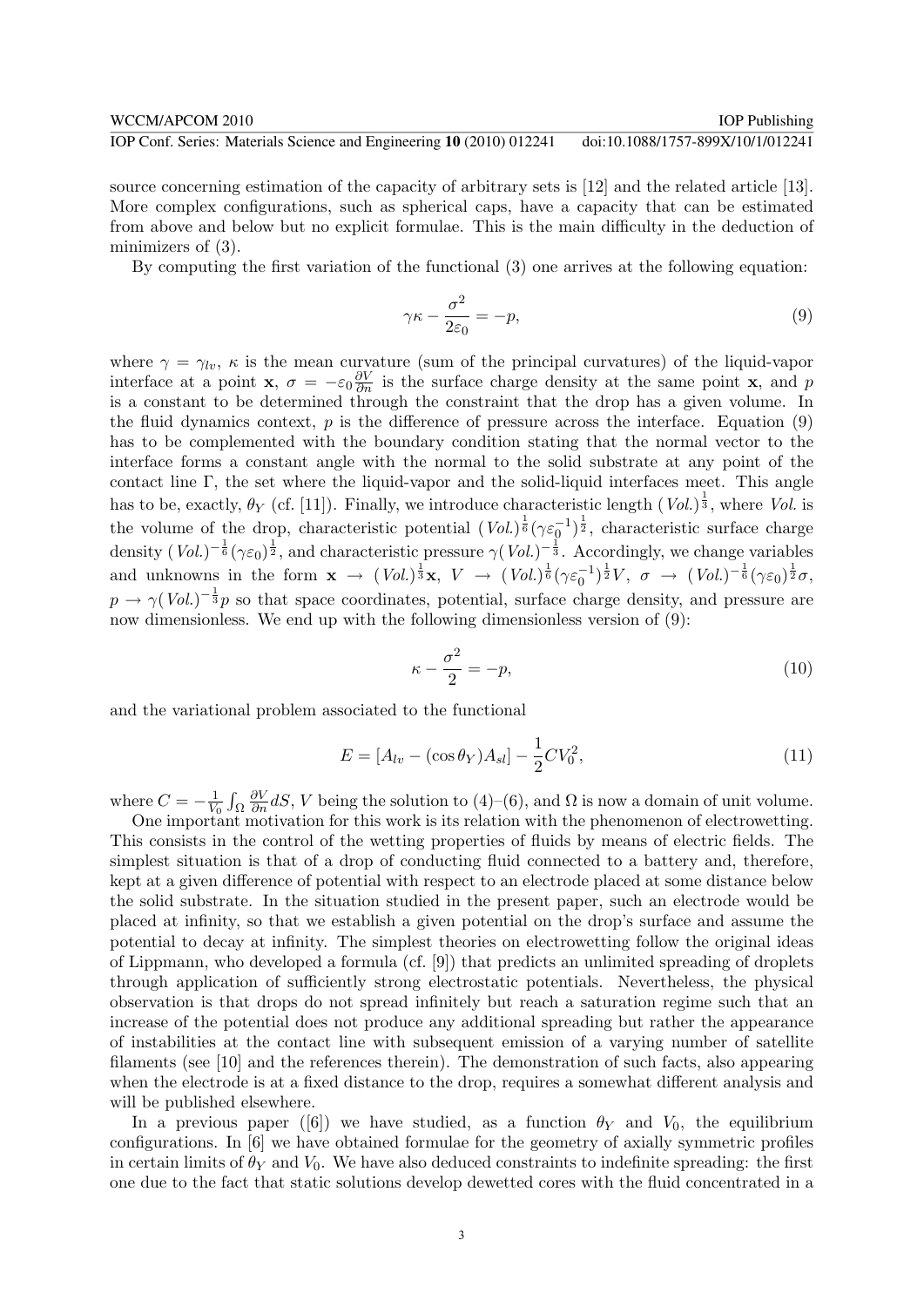source concerning estimation of the capacity of arbitrary sets is [12] and the related article [13]. More complex configurations, such as spherical caps, have a capacity that can be estimated from above and below but no explicit formulae. This is the main difficulty in the deduction of minimizers of (3).

By computing the first variation of the functional (3) one arrives at the following equation:

$$\gamma\kappa - \frac{\sigma^2}{2\varepsilon_0} = -p, \tag{9}$$

where $\gamma = \gamma_{lv}$, $\kappa$ is the mean curvature (sum of the principal curvatures) of the liquid-vapor interface at a point $\mathbf{x}$, $\sigma = -\varepsilon_0 \frac{\partial V}{\partial n}$ is the surface charge density at the same point $\mathbf{x}$, and $p$ is a constant to be determined through the constraint that the drop has a given volume. In the fluid dynamics context, $p$ is the difference of pressure across the interface. Equation (9) has to be complemented with the boundary condition stating that the normal vector to the interface forms a constant angle with the normal to the solid substrate at any point of the contact line $\Gamma$, the set where the liquid-vapor and the solid-liquid interfaces meet. This angle has to be, exactly, $\theta_Y$ (cf. [11]). Finally, we introduce characteristic length $(Vol.)^{\frac{1}{3}}$, where *Vol.* is the volume of the drop, characteristic potential $(Vol.)^{\frac{1}{6}}(\gamma\varepsilon_0^{-1})^{\frac{1}{2}}$, characteristic surface charge density $(Vol.)^{-\frac{1}{6}}(\gamma\varepsilon_0)^{\frac{1}{2}}$, and characteristic pressure $\gamma(Vol.)^{-\frac{1}{3}}$. Accordingly, we change variables and unknowns in the form $\mathbf{x} \to (Vol.)^{\frac{1}{3}}\mathbf{x}$, $V \to (Vol.)^{\frac{1}{6}}(\gamma\varepsilon_0^{-1})^{\frac{1}{2}}V$, $\sigma \to (Vol.)^{-\frac{1}{6}}(\gamma\varepsilon_0)^{\frac{1}{2}}\sigma$, $p \to \gamma(Vol.)^{-\frac{1}{3}}p$ so that space coordinates, potential, surface charge density, and pressure are now dimensionless. We end up with the following dimensionless version of (9):

$$\kappa - \frac{\sigma^2}{2} = -p, \tag{10}$$

and the variational problem associated to the functional

$$E = [A_{lv} - (\cos\theta_Y)A_{sl}] - \frac{1}{2}CV_0^2, \tag{11}$$

where $C = -\frac{1}{V_0}\int_\Omega \frac{\partial V}{\partial n}dS$, $V$ being the solution to (4)–(6), and $\Omega$ is now a domain of unit volume.

One important motivation for this work is its relation with the phenomenon of electrowetting. This consists in the control of the wetting properties of fluids by means of electric fields. The simplest situation is that of a drop of conducting fluid connected to a battery and, therefore, kept at a given difference of potential with respect to an electrode placed at some distance below the solid substrate. In the situation studied in the present paper, such an electrode would be placed at infinity, so that we establish a given potential on the drop's surface and assume the potential to decay at infinity. The simplest theories on electrowetting follow the original ideas of Lippmann, who developed a formula (cf. [9]) that predicts an unlimited spreading of droplets through application of sufficiently strong electrostatic potentials. Nevertheless, the physical observation is that drops do not spread infinitely but reach a saturation regime such that an increase of the potential does not produce any additional spreading but rather the appearance of instabilities at the contact line with subsequent emission of a varying number of satellite filaments (see [10] and the references therein). The demonstration of such facts, also appearing when the electrode is at a fixed distance to the drop, requires a somewhat different analysis and will be published elsewhere.

In a previous paper ([6]) we have studied, as a function $\theta_Y$ and $V_0$, the equilibrium configurations. In [6] we have obtained formulae for the geometry of axially symmetric profiles in certain limits of $\theta_Y$ and $V_0$. We have also deduced constraints to indefinite spreading: the first one due to the fact that static solutions develop dewetted cores with the fluid concentrated in a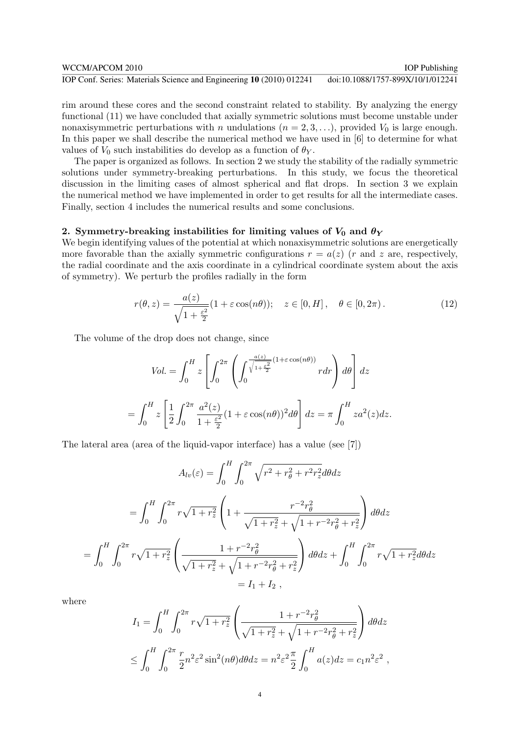rim around these cores and the second constraint related to stability. By analyzing the energy functional (11) we have concluded that axially symmetric solutions must become unstable under nonaxisymmetric perturbations with $n$ undulations ($n = 2, 3, \ldots$), provided $V_0$ is large enough. In this paper we shall describe the numerical method we have used in [6] to determine for what values of $V_0$ such instabilities do develop as a function of $\theta_Y$.

The paper is organized as follows. In section 2 we study the stability of the radially symmetric solutions under symmetry-breaking perturbations. In this study, we focus the theoretical discussion in the limiting cases of almost spherical and flat drops. In section 3 we explain the numerical method we have implemented in order to get results for all the intermediate cases. Finally, section 4 includes the numerical results and some conclusions.

## 2. Symmetry-breaking instabilities for limiting values of $V_0$ and $\theta_Y$

We begin identifying values of the potential at which nonaxisymmetric solutions are energetically more favorable than the axially symmetric configurations $r = a(z)$ ($r$ and $z$ are, respectively, the radial coordinate and the axis coordinate in a cylindrical coordinate system about the axis of symmetry). We perturb the profiles radially in the form

$$r(\theta, z) = \frac{a(z)}{\sqrt{1+\frac{\varepsilon^2}{2}}}(1+\varepsilon\cos(n\theta)); \quad z \in [0, H], \quad \theta \in [0, 2\pi). \tag{12}$$

The volume of the drop does not change, since

$$Vol. = \int_0^H z\left[\int_0^{2\pi}\left(\int_0^{\frac{a(z)}{\sqrt{1+\frac{\varepsilon^2}{2}}}(1+\varepsilon\cos(n\theta))} r dr\right)d\theta\right]dz$$

$$= \int_0^H z\left[\frac{1}{2}\int_0^{2\pi}\frac{a^2(z)}{1+\frac{\varepsilon^2}{2}}(1+\varepsilon\cos(n\theta))^2 d\theta\right]dz = \pi\int_0^H z a^2(z)dz.$$

The lateral area (area of the liquid-vapor interface) has a value (see [7])

$$A_{lv}(\varepsilon) = \int_0^H\int_0^{2\pi}\sqrt{r^2+r_\theta^2+r^2r_z^2}\,d\theta dz$$

$$= \int_0^H\int_0^{2\pi} r\sqrt{1+r_z^2}\left(1+\frac{r^{-2}r_\theta^2}{\sqrt{1+r_z^2}+\sqrt{1+r^{-2}r_\theta^2+r_z^2}}\right)d\theta dz$$

$$= \int_0^H\int_0^{2\pi} r\sqrt{1+r_z^2}\left(\frac{1+r^{-2}r_\theta^2}{\sqrt{1+r_z^2}+\sqrt{1+r^{-2}r_\theta^2+r_z^2}}\right)d\theta dz + \int_0^H\int_0^{2\pi} r\sqrt{1+r_z^2}\,d\theta dz$$

$$= I_1 + I_2\ ,$$

where

$$I_1 = \int_0^H\int_0^{2\pi} r\sqrt{1+r_z^2}\left(\frac{1+r^{-2}r_\theta^2}{\sqrt{1+r_z^2}+\sqrt{1+r^{-2}r_\theta^2+r_z^2}}\right)d\theta dz$$

$$\leq \int_0^H\int_0^{2\pi}\frac{r}{2}n^2\varepsilon^2\sin^2(n\theta)d\theta dz = n^2\varepsilon^2\frac{\pi}{2}\int_0^H a(z)dz = c_1 n^2\varepsilon^2\ ,$$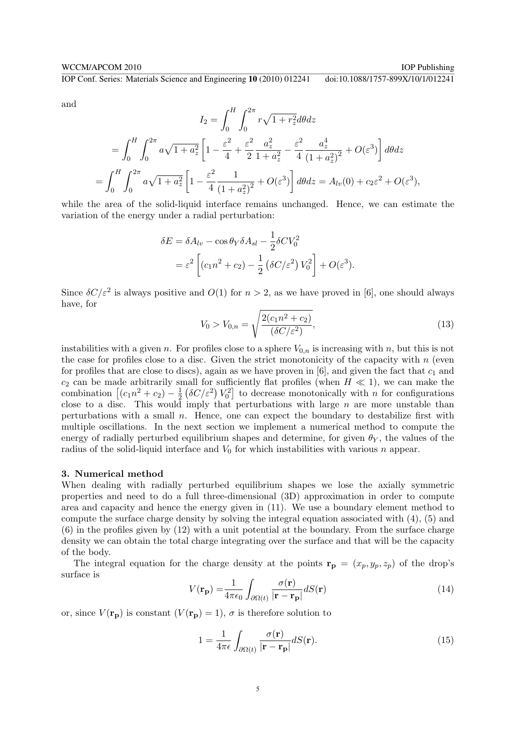and

$$
I_2 = \int_0^H \int_0^{2\pi} r\sqrt{1+r_z^2}d\theta dz
$$

$$
= \int_0^H \int_0^{2\pi} a\sqrt{1+a_z^2}\left[1 - \frac{\varepsilon^2}{4} + \frac{\varepsilon^2}{2}\frac{a_z^2}{1+a_z^2} - \frac{\varepsilon^2}{4}\frac{a_z^4}{(1+a_z^2)^2} + O(\varepsilon^3)\right] d\theta dz
$$

$$
= \int_0^H \int_0^{2\pi} a\sqrt{1+a_z^2}\left[1 - \frac{\varepsilon^2}{4}\frac{1}{(1+a_z^2)^2} + O(\varepsilon^3)\right] d\theta dz = A_{lv}(0) + c_2\varepsilon^2 + O(\varepsilon^3),
$$

while the area of the solid-liquid interface remains unchanged. Hence, we can estimate the variation of the energy under a radial perturbation:

$$
\begin{aligned}
\delta E &= \delta A_{lv} - \cos\theta_Y \delta A_{sl} - \frac{1}{2}\delta C V_0^2 \\
&= \varepsilon^2 \left[(c_1 n^2 + c_2) - \frac{1}{2}\left(\delta C/\varepsilon^2\right) V_0^2\right] + O(\varepsilon^3).
\end{aligned}
$$

Since $\delta C/\varepsilon^2$ is always positive and $O(1)$ for $n > 2$, as we have proved in [6], one should always have, for

$$
V_0 > V_{0,n} = \sqrt{\frac{2(c_1 n^2 + c_2)}{(\delta C/\varepsilon^2)}}, \tag{13}
$$

instabilities with a given $n$. For profiles close to a sphere $V_{0,n}$ is increasing with $n$, but this is not the case for profiles close to a disc. Given the strict monotonicity of the capacity with $n$ (even for profiles that are close to discs), again as we have proven in [6], and given the fact that $c_1$ and $c_2$ can be made arbitrarily small for sufficiently flat profiles (when $H \ll 1$), we can make the combination $\left[(c_1 n^2 + c_2) - \frac{1}{2}\left(\delta C/\varepsilon^2\right) V_0^2\right]$ to decrease monotonically with $n$ for configurations close to a disc. This would imply that perturbations with large $n$ are more unstable than perturbations with a small $n$. Hence, one can expect the boundary to destabilize first with multiple oscillations. In the next section we implement a numerical method to compute the energy of radially perturbed equilibrium shapes and determine, for given $\theta_Y$, the values of the radius of the solid-liquid interface and $V_0$ for which instabilities with various $n$ appear.

## 3. Numerical method

When dealing with radially perturbed equilibrium shapes we lose the axially symmetric properties and need to do a full three-dimensional (3D) approximation in order to compute area and capacity and hence the energy given in (11). We use a boundary element method to compute the surface charge density by solving the integral equation associated with (4), (5) and (6) in the profiles given by (12) with a unit potential at the boundary. From the surface charge density we can obtain the total charge integrating over the surface and that will be the capacity of the body.

The integral equation for the charge density at the points $\mathbf{r_p} = (x_p, y_p, z_p)$ of the drop's surface is

$$
V(\mathbf{r_p}) = \frac{1}{4\pi\epsilon_0}\int_{\partial\Omega(t)} \frac{\sigma(\mathbf{r})}{|\mathbf{r} - \mathbf{r_p}|} dS(\mathbf{r}) \tag{14}
$$

or, since $V(\mathbf{r_p})$ is constant ($V(\mathbf{r_p}) = 1$), $\sigma$ is therefore solution to

$$
1 = \frac{1}{4\pi\epsilon}\int_{\partial\Omega(t)} \frac{\sigma(\mathbf{r})}{|\mathbf{r} - \mathbf{r_p}|} dS(\mathbf{r}). \tag{15}
$$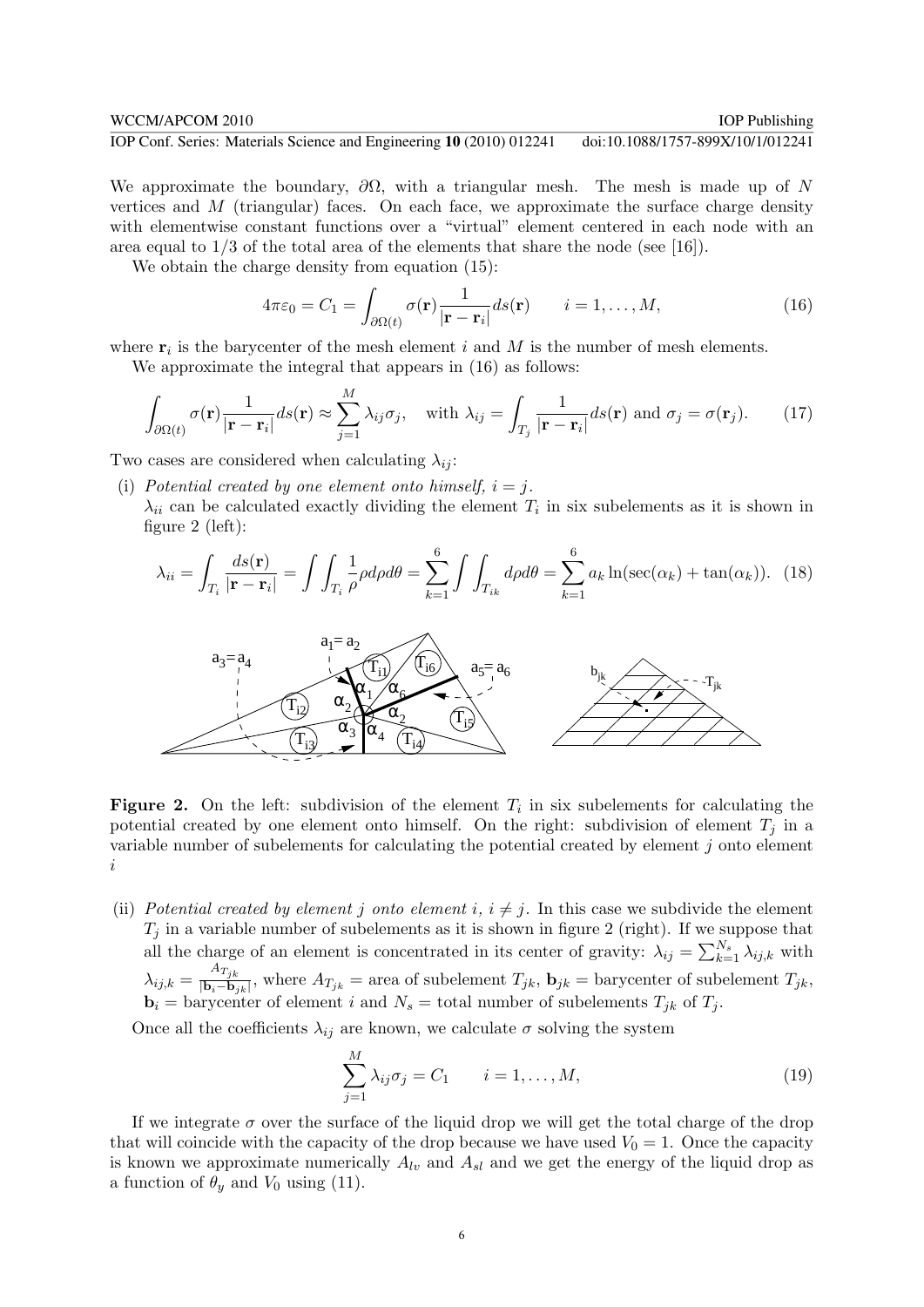We approximate the boundary, $\partial\Omega$, with a triangular mesh. The mesh is made up of $N$ vertices and $M$ (triangular) faces. On each face, we approximate the surface charge density with elementwise constant functions over a "virtual" element centered in each node with an area equal to 1/3 of the total area of the elements that share the node (see [16]).

We obtain the charge density from equation (15):

$$4\pi\varepsilon_0 = C_1 = \int_{\partial\Omega(t)} \sigma(\mathbf{r}) \frac{1}{|\mathbf{r} - \mathbf{r}_i|} ds(\mathbf{r}) \qquad i = 1, \ldots, M, \tag{16}$$

where $\mathbf{r}_i$ is the barycenter of the mesh element $i$ and $M$ is the number of mesh elements.

We approximate the integral that appears in (16) as follows:

$$\int_{\partial\Omega(t)} \sigma(\mathbf{r}) \frac{1}{|\mathbf{r} - \mathbf{r}_i|} ds(\mathbf{r}) \approx \sum_{j=1}^{M} \lambda_{ij}\sigma_j, \quad \text{with } \lambda_{ij} = \int_{T_j} \frac{1}{|\mathbf{r} - \mathbf{r}_i|} ds(\mathbf{r}) \text{ and } \sigma_j = \sigma(\mathbf{r}_j). \tag{17}$$

Two cases are considered when calculating $\lambda_{ij}$:

(i) *Potential created by one element onto himself, $i = j$.*
$\lambda_{ii}$ can be calculated exactly dividing the element $T_i$ in six subelements as it is shown in figure 2 (left):

$$\lambda_{ii} = \int_{T_i} \frac{ds(\mathbf{r})}{|\mathbf{r} - \mathbf{r}_i|} = \int\int_{T_i} \frac{1}{\rho}\rho d\rho d\theta = \sum_{k=1}^{6} \int\int_{T_{ik}} d\rho d\theta = \sum_{k=1}^{6} a_k \ln(\sec(\alpha_k) + \tan(\alpha_k)). \tag{18}$$

**Figure 2.** On the left: subdivision of the element $T_i$ in six subelements for calculating the potential created by one element onto himself. On the right: subdivision of element $T_j$ in a variable number of subelements for calculating the potential created by element $j$ onto element $i$

(ii) *Potential created by element $j$ onto element $i$, $i \neq j$.* In this case we subdivide the element $T_j$ in a variable number of subelements as it is shown in figure 2 (right). If we suppose that all the charge of an element is concentrated in its center of gravity: $\lambda_{ij} = \sum_{k=1}^{N_s} \lambda_{ij,k}$ with $\lambda_{ij,k} = \frac{A_{T_{jk}}}{|\mathbf{b}_i - \mathbf{b}_{jk}|}$, where $A_{T_{jk}}$ = area of subelement $T_{jk}$, $\mathbf{b}_{jk}$ = barycenter of subelement $T_{jk}$, $\mathbf{b}_i$ = barycenter of element $i$ and $N_s$ = total number of subelements $T_{jk}$ of $T_j$.

Once all the coefficients $\lambda_{ij}$ are known, we calculate $\sigma$ solving the system

$$\sum_{j=1}^{M} \lambda_{ij}\sigma_j = C_1 \qquad i = 1, \ldots, M, \tag{19}$$

If we integrate $\sigma$ over the surface of the liquid drop we will get the total charge of the drop that will coincide with the capacity of the drop because we have used $V_0 = 1$. Once the capacity is known we approximate numerically $A_{lv}$ and $A_{sl}$ and we get the energy of the liquid drop as a function of $\theta_y$ and $V_0$ using (11).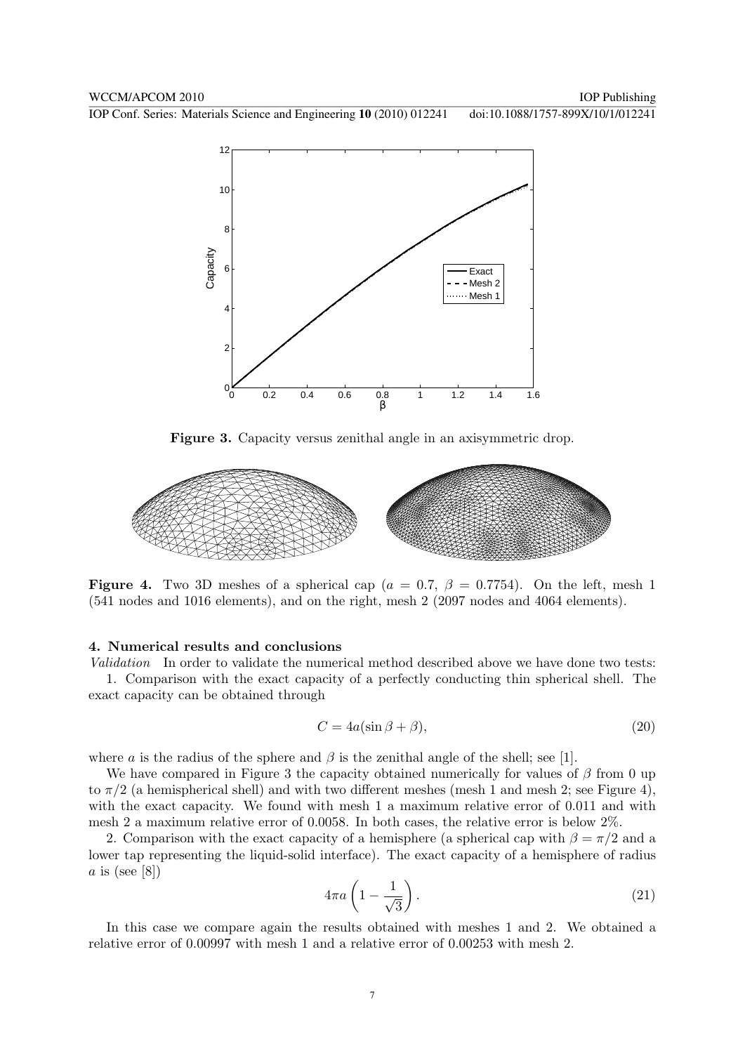**Figure 3.** Capacity versus zenithal angle in an axisymmetric drop.

**Figure 4.** Two 3D meshes of a spherical cap ($a = 0.7$, $\beta = 0.7754$). On the left, mesh 1 (541 nodes and 1016 elements), and on the right, mesh 2 (2097 nodes and 4064 elements).

## 4. Numerical results and conclusions

*Validation* In order to validate the numerical method described above we have done two tests:

1. Comparison with the exact capacity of a perfectly conducting thin spherical shell. The exact capacity can be obtained through

$$C = 4a(\sin\beta + \beta), \tag{20}$$

where $a$ is the radius of the sphere and $\beta$ is the zenithal angle of the shell; see [1].

We have compared in Figure 3 the capacity obtained numerically for values of $\beta$ from 0 up to $\pi/2$ (a hemispherical shell) and with two different meshes (mesh 1 and mesh 2; see Figure 4), with the exact capacity. We found with mesh 1 a maximum relative error of 0.011 and with mesh 2 a maximum relative error of 0.0058. In both cases, the relative error is below 2%.

2. Comparison with the exact capacity of a hemisphere (a spherical cap with $\beta = \pi/2$ and a lower tap representing the liquid-solid interface). The exact capacity of a hemisphere of radius $a$ is (see [8])

$$4\pi a\left(1 - \frac{1}{\sqrt{3}}\right). \tag{21}$$

In this case we compare again the results obtained with meshes 1 and 2. We obtained a relative error of 0.00997 with mesh 1 and a relative error of 0.00253 with mesh 2.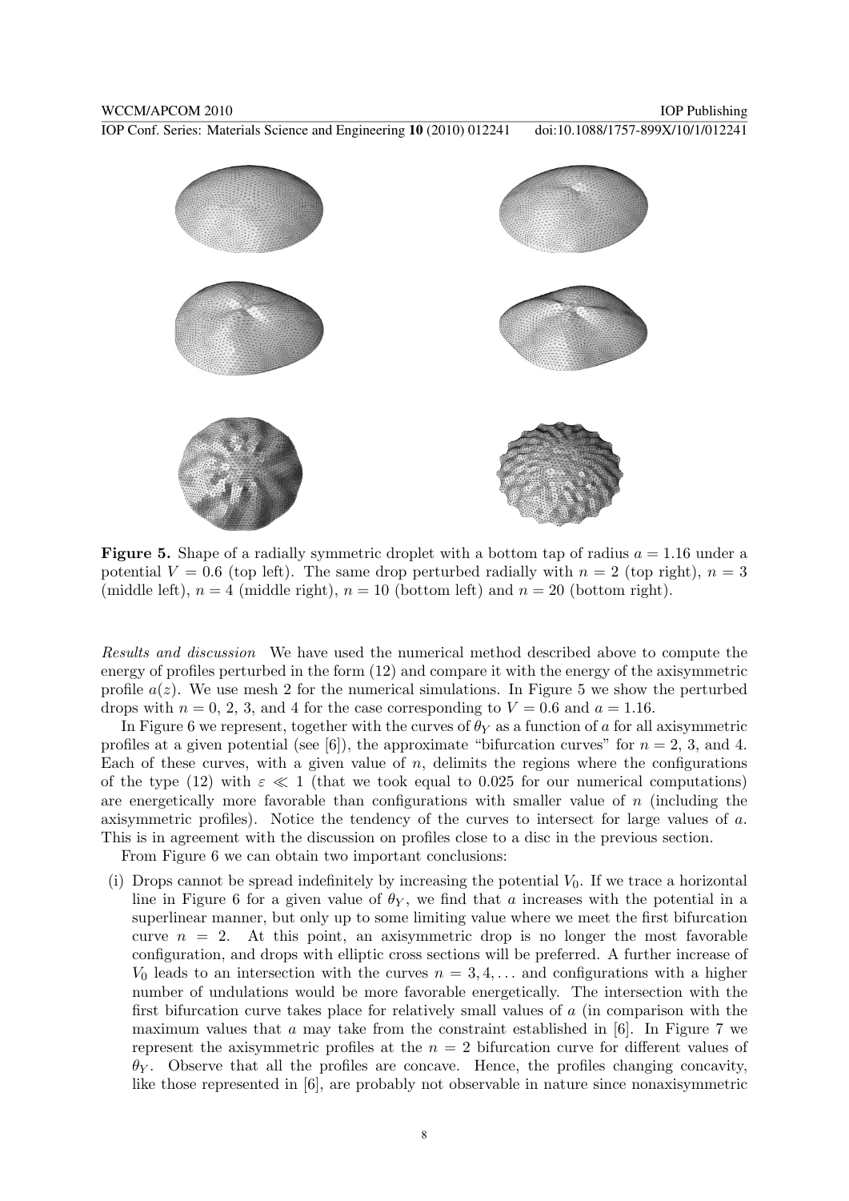**Figure 5.** Shape of a radially symmetric droplet with a bottom tap of radius $a = 1.16$ under a potential $V = 0.6$ (top left). The same drop perturbed radially with $n = 2$ (top right), $n = 3$ (middle left), $n = 4$ (middle right), $n = 10$ (bottom left) and $n = 20$ (bottom right).

*Results and discussion* We have used the numerical method described above to compute the energy of profiles perturbed in the form (12) and compare it with the energy of the axisymmetric profile $a(z)$. We use mesh 2 for the numerical simulations. In Figure 5 we show the perturbed drops with $n = 0$, 2, 3, and 4 for the case corresponding to $V = 0.6$ and $a = 1.16$.

In Figure 6 we represent, together with the curves of $\theta_Y$ as a function of $a$ for all axisymmetric profiles at a given potential (see [6]), the approximate "bifurcation curves" for $n = 2$, 3, and 4. Each of these curves, with a given value of $n$, delimits the regions where the configurations of the type (12) with $\varepsilon \ll 1$ (that we took equal to 0.025 for our numerical computations) are energetically more favorable than configurations with smaller value of $n$ (including the axisymmetric profiles). Notice the tendency of the curves to intersect for large values of $a$. This is in agreement with the discussion on profiles close to a disc in the previous section.

From Figure 6 we can obtain two important conclusions:

(i) Drops cannot be spread indefinitely by increasing the potential $V_0$. If we trace a horizontal line in Figure 6 for a given value of $\theta_Y$, we find that $a$ increases with the potential in a superlinear manner, but only up to some limiting value where we meet the first bifurcation curve $n = 2$. At this point, an axisymmetric drop is no longer the most favorable configuration, and drops with elliptic cross sections will be preferred. A further increase of $V_0$ leads to an intersection with the curves $n = 3, 4, \dots$ and configurations with a higher number of undulations would be more favorable energetically. The intersection with the first bifurcation curve takes place for relatively small values of $a$ (in comparison with the maximum values that $a$ may take from the constraint established in [6]. In Figure 7 we represent the axisymmetric profiles at the $n = 2$ bifurcation curve for different values of $\theta_Y$. Observe that all the profiles are concave. Hence, the profiles changing concavity, like those represented in [6], are probably not observable in nature since nonaxisymmetric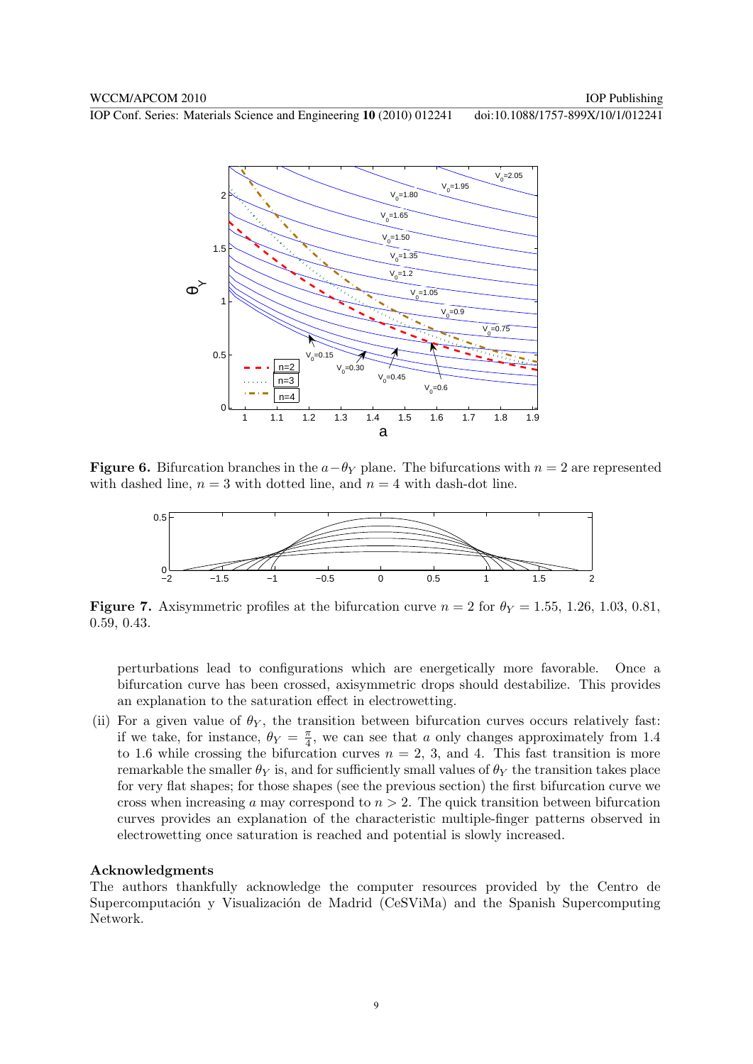**Figure 6.** Bifurcation branches in the $a-\theta_Y$ plane. The bifurcations with $n = 2$ are represented with dashed line, $n = 3$ with dotted line, and $n = 4$ with dash-dot line.

**Figure 7.** Axisymmetric profiles at the bifurcation curve $n = 2$ for $\theta_Y = 1.55$, 1.26, 1.03, 0.81, 0.59, 0.43.

perturbations lead to configurations which are energetically more favorable. Once a bifurcation curve has been crossed, axisymmetric drops should destabilize. This provides an explanation to the saturation effect in electrowetting.

(ii) For a given value of $\theta_Y$, the transition between bifurcation curves occurs relatively fast: if we take, for instance, $\theta_Y = \frac{\pi}{4}$, we can see that $a$ only changes approximately from 1.4 to 1.6 while crossing the bifurcation curves $n = 2$, 3, and 4. This fast transition is more remarkable the smaller $\theta_Y$ is, and for sufficiently small values of $\theta_Y$ the transition takes place for very flat shapes; for those shapes (see the previous section) the first bifurcation curve we cross when increasing $a$ may correspond to $n > 2$. The quick transition between bifurcation curves provides an explanation of the characteristic multiple-finger patterns observed in electrowetting once saturation is reached and potential is slowly increased.

**Acknowledgments**

The authors thankfully acknowledge the computer resources provided by the Centro de Supercomputación y Visualización de Madrid (CeSViMa) and the Spanish Supercomputing Network.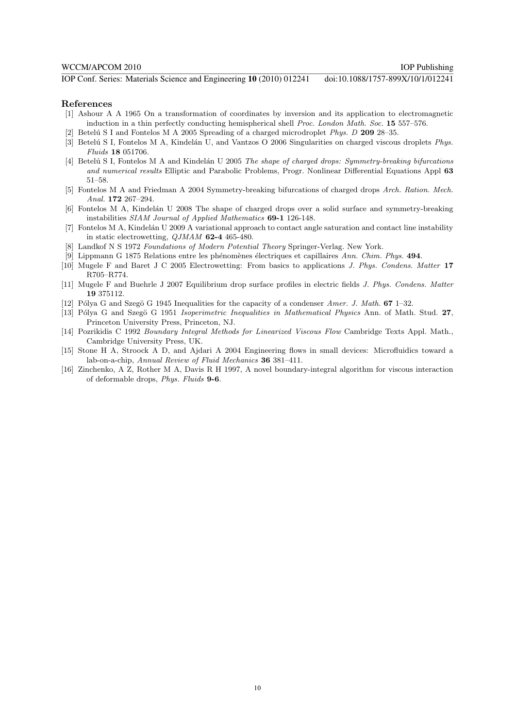## References

[1] Ashour A A 1965 On a transformation of coordinates by inversion and its application to electromagnetic induction in a thin perfectly conducting hemispherical shell *Proc. London Math. Soc.* **15** 557–576.

[2] Betelú S I and Fontelos M A 2005 Spreading of a charged microdroplet *Phys. D* **209** 28–35.

[3] Betelú S I, Fontelos M A, Kindelán U, and Vantzos O 2006 Singularities on charged viscous droplets *Phys. Fluids* **18** 051706.

[4] Betelú S I, Fontelos M A and Kindelán U 2005 *The shape of charged drops: Symmetry-breaking bifurcations and numerical results* Elliptic and Parabolic Problems, Progr. Nonlinear Differential Equations Appl **63** 51–58.

[5] Fontelos M A and Friedman A 2004 Symmetry-breaking bifurcations of charged drops *Arch. Ration. Mech. Anal.* **172** 267–294.

[6] Fontelos M A, Kindelán U 2008 The shape of charged drops over a solid surface and symmetry-breaking instabilities *SIAM Journal of Applied Mathematics* **69-1** 126-148.

[7] Fontelos M A, Kindelán U 2009 A variational approach to contact angle saturation and contact line instability in static electrowetting, *QJMAM* **62-4** 465-480.

[8] Landkof N S 1972 *Foundations of Modern Potential Theory* Springer-Verlag. New York.

[9] Lippmann G 1875 Relations entre les phénomènes électriques et capillaires *Ann. Chim. Phys.* **494**.

[10] Mugele F and Baret J C 2005 Electrowetting: From basics to applications *J. Phys. Condens. Matter* **17** R705–R774.

[11] Mugele F and Buehrle J 2007 Equilibrium drop surface profiles in electric fields *J. Phys. Condens. Matter* **19** 375112.

[12] Pólya G and Szegö G 1945 Inequalities for the capacity of a condenser *Amer. J. Math.* **67** 1–32.

[13] Pólya G and Szegö G 1951 *Isoperimetric Inequalities in Mathematical Physics* Ann. of Math. Stud. **27**, Princeton University Press, Princeton, NJ.

[14] Pozrikidis C 1992 *Boundary Integral Methods for Linearized Viscous Flow* Cambridge Texts Appl. Math., Cambridge University Press, UK.

[15] Stone H A, Stroock A D, and Ajdari A 2004 Engineering flows in small devices: Microfluidics toward a lab-on-a-chip, *Annual Review of Fluid Mechanics* **36** 381–411.

[16] Zinchenko, A Z, Rother M A, Davis R H 1997, A novel boundary-integral algorithm for viscous interaction of deformable drops, *Phys. Fluids* **9-6**.